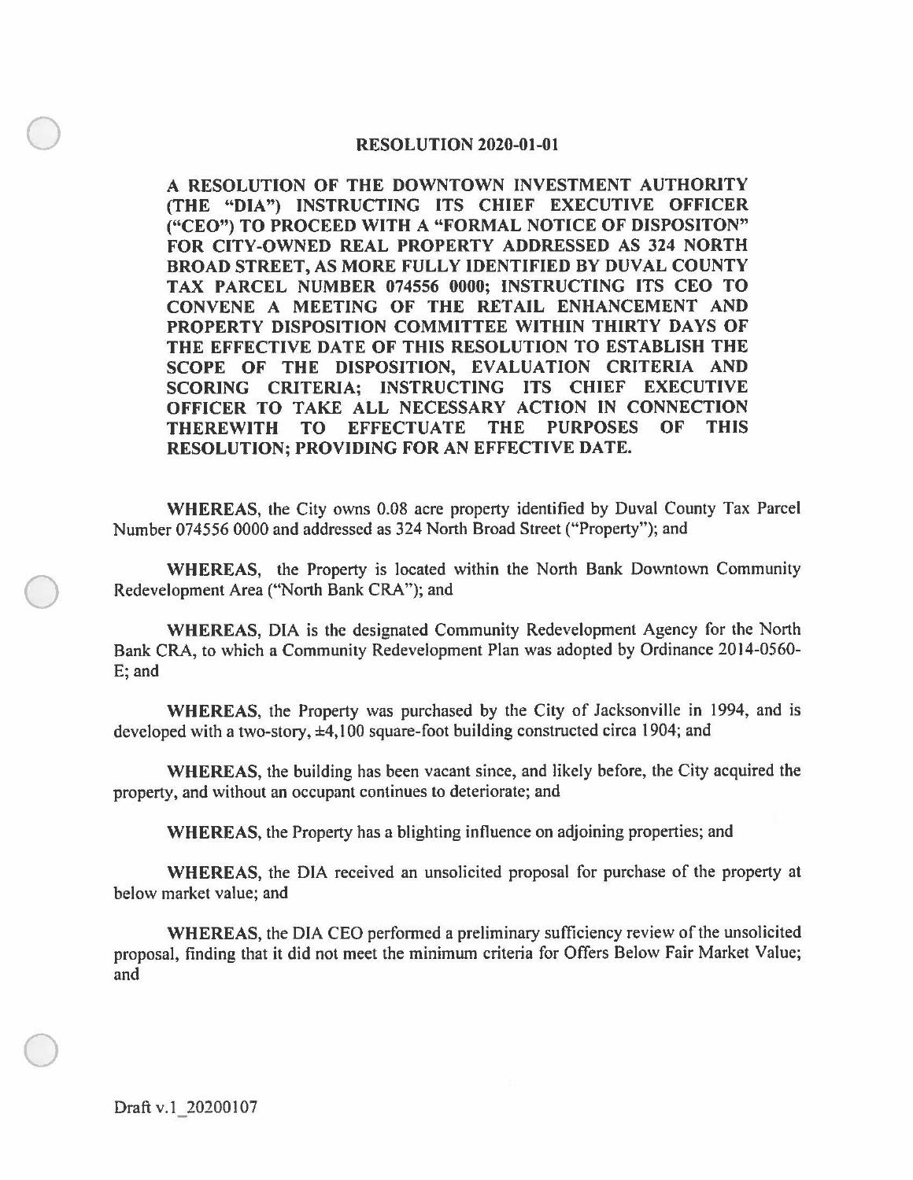## RESOLUTION 2020-01-01

**A RESOLUTION OF THE DOWNTOWN INVESTMENT AUTHORITY (THE "DIA") INSTRUCTING ITS CHIEF EXECUTIVE OFFICER ("CEO") TO PROCEED WITH A "FORMAL NOTICE OF DISPOSITON" FOR CITY-OWNED REAL PROPERTY ADDRESSED AS 324 NORTH BROAD STREET, AS MORE FULLY IDENTIFIED BY DUVAL COUNTY TAX PARCEL NUMBER 074556 0000; INSTRUCTING ITS CEO TO CONVENE A MEETING OF THE RETAIL ENHANCEMENT AND PROPERTY DISPOSITION COMMITTEE WITHIN THIRTY DAYS OF THE EFFECTIVE DATE OF THIS RESOLUTION TO ESTABLISH THE SCOPE OF THE DISPOSITION, EVALUATION CRITERIA AND SCORING CRITERIA; INSTRUCTING ITS CHIEF EXECUTIVE OFFICER TO TAKE ALL NECESSARY ACTION IN CONNECTION THEREWITH TO EFFECTUATE THE PURPOSES OF THIS RESOLUTION; PROVIDING FOR AN EFFECTIVE DATE.**

**WHEREAS**, the City owns 0.08 acre property identified by Duval County Tax Parcel Number 074556 0000 and addressed as 324 North Broad Street ("Property"); and

**WHEREAS**, the Property is located within the North Bank Downtown Community Redevelopment Area ("North Bank CRA"); and

**WHEREAS**, DIA is the designated Community Redevelopment Agency for the North Bank CRA, to which a Community Redevelopment Plan was adopted by Ordinance 2014-0560-E; and

**WHEREAS**, the Property was purchased by the City of Jacksonville in 1994, and is developed with a two-story, ±4,100 square-foot building constructed circa 1904; and

**WHEREAS**, the building has been vacant since, and likely before, the City acquired the property, and without an occupant continues to deteriorate; and

**WHEREAS**, the Property has a blighting influence on adjoining properties; and

**WHEREAS**, the DIA received an unsolicited proposal for purchase of the property at below market value; and

**WHEREAS**, the DIA CEO performed a preliminary sufficiency review of the unsolicited proposal, finding that it did not meet the minimum criteria for Offers Below Fair Market Value; and

Draft v.1_20200107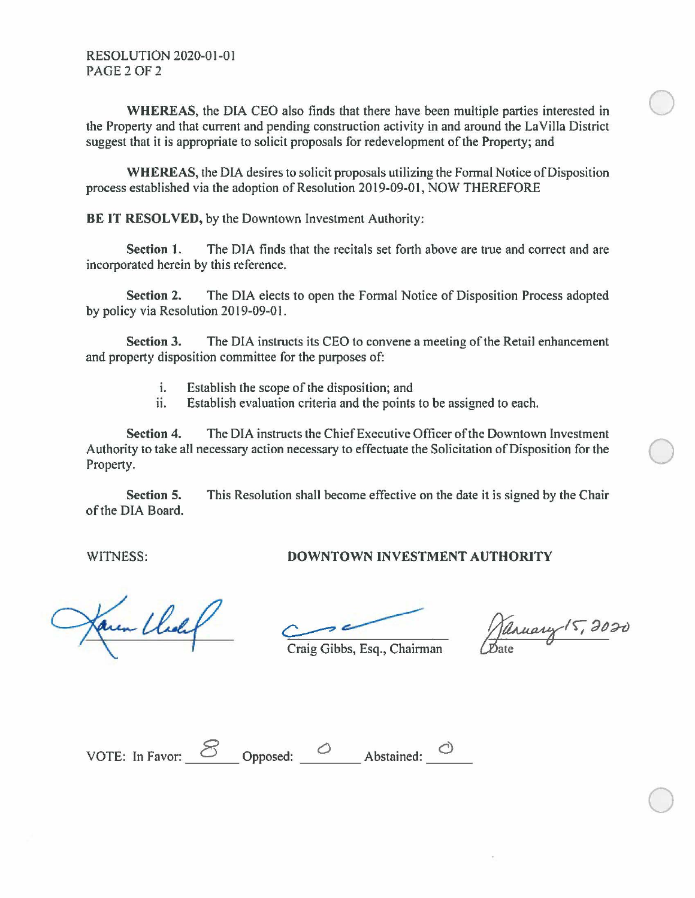**WHEREAS**, the DIA CEO also finds that there have been multiple parties interested in the Property and that current and pending construction activity in and around the LaVilla District suggest that it is appropriate to solicit proposals for redevelopment of the Property; and

**WHEREAS**, the DIA desires to solicit proposals utilizing the Formal Notice of Disposition process established via the adoption of Resolution 2019-09-01, NOW THEREFORE

**BE IT RESOLVED,** by the Downtown Investment Authority:

**Section 1.** The DIA finds that the recitals set forth above are true and correct and are incorporated herein by this reference.

**Section 2.** The DIA elects to open the Formal Notice of Disposition Process adopted by policy via Resolution 2019-09-01.

**Section 3.** The DIA instructs its CEO to convene a meeting of the Retail enhancement and property disposition committee for the purposes of:

i. Establish the scope of the disposition; and
ii. Establish evaluation criteria and the points to be assigned to each.

**Section 4.** The DIA instructs the Chief Executive Officer of the Downtown Investment Authority to take all necessary action necessary to effectuate the Solicitation of Disposition for the Property.

**Section 5.** This Resolution shall become effective on the date it is signed by the Chair of the DIA Board.

WITNESS: **DOWNTOWN INVESTMENT AUTHORITY**

_____________________ Craig Gibbs, Esq., Chairman &nbsp;&nbsp; January 15, 2020 Date

VOTE: In Favor: 8 Opposed: 0 Abstained: 0